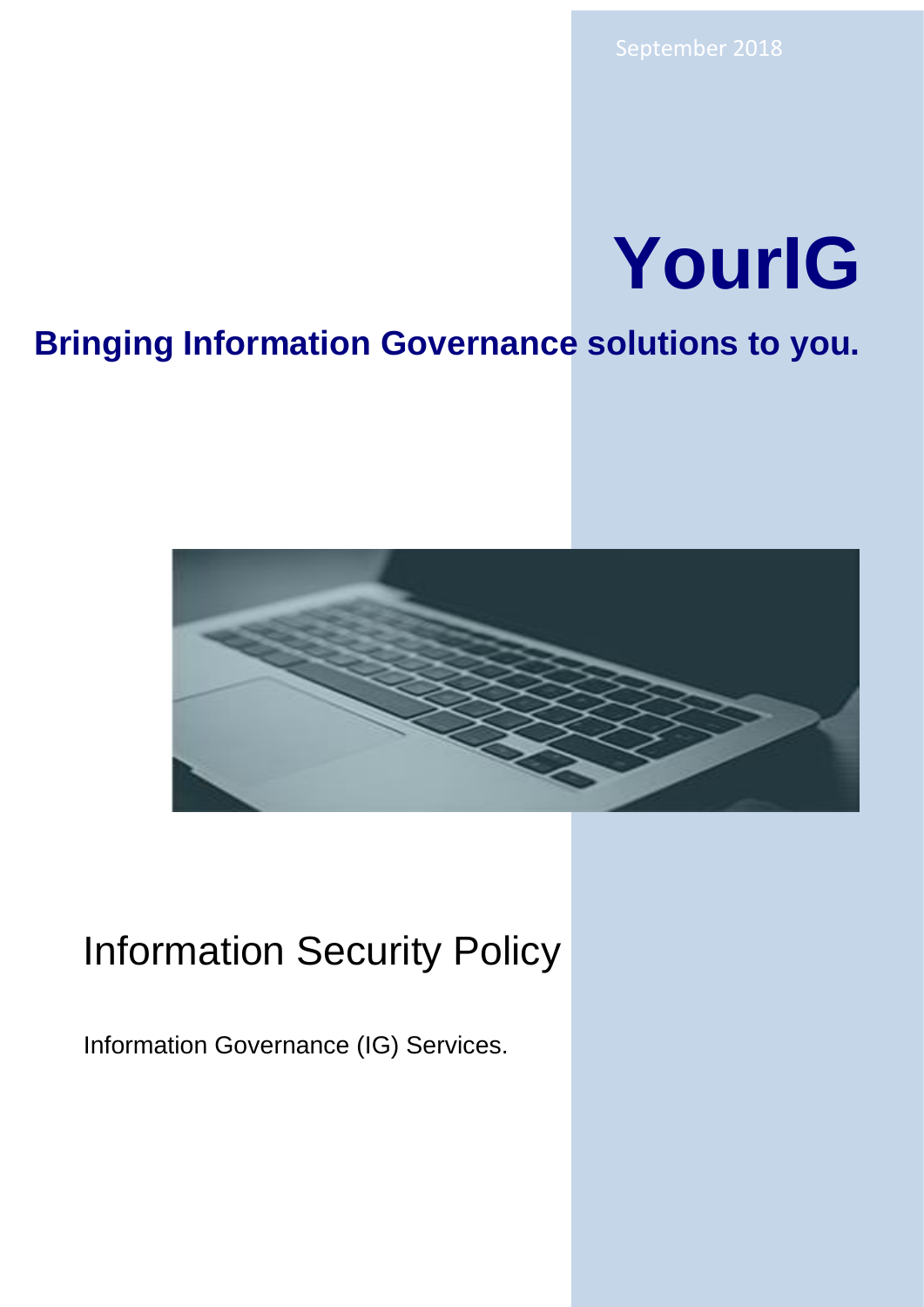September 2018

# YourIG

**Bringing Information Governance solutions to you.**

## Information Security Policy

Information Governance (IG) Services.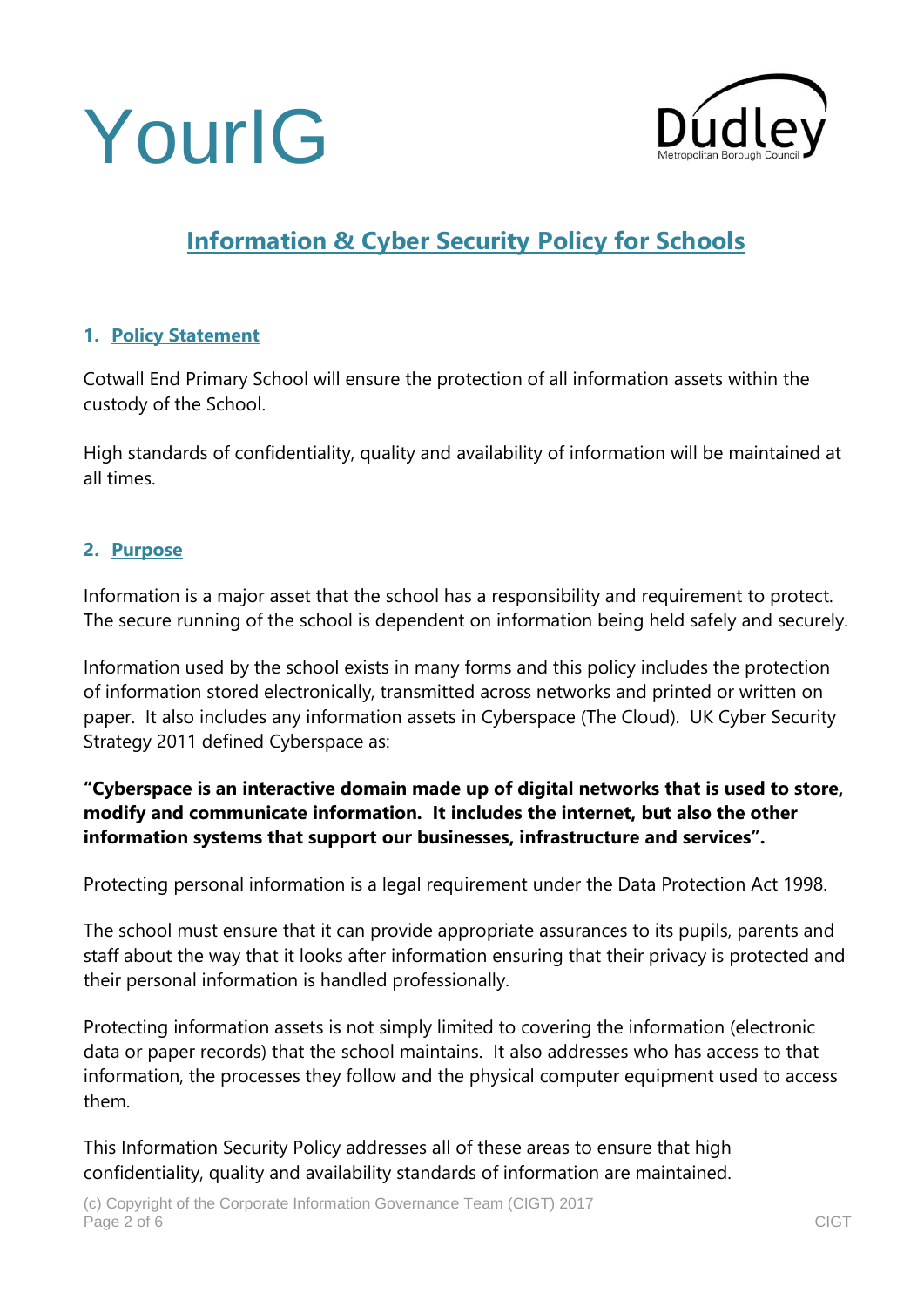YourIG

# Information & Cyber Security Policy for Schools

## 1. Policy Statement

Cotwall End Primary School will ensure the protection of all information assets within the custody of the School.

High standards of confidentiality, quality and availability of information will be maintained at all times.

## 2. Purpose

Information is a major asset that the school has a responsibility and requirement to protect. The secure running of the school is dependent on information being held safely and securely.

Information used by the school exists in many forms and this policy includes the protection of information stored electronically, transmitted across networks and printed or written on paper. It also includes any information assets in Cyberspace (The Cloud). UK Cyber Security Strategy 2011 defined Cyberspace as:

**"Cyberspace is an interactive domain made up of digital networks that is used to store, modify and communicate information. It includes the internet, but also the other information systems that support our businesses, infrastructure and services".**

Protecting personal information is a legal requirement under the Data Protection Act 1998.

The school must ensure that it can provide appropriate assurances to its pupils, parents and staff about the way that it looks after information ensuring that their privacy is protected and their personal information is handled professionally.

Protecting information assets is not simply limited to covering the information (electronic data or paper records) that the school maintains. It also addresses who has access to that information, the processes they follow and the physical computer equipment used to access them.

This Information Security Policy addresses all of these areas to ensure that high confidentiality, quality and availability standards of information are maintained.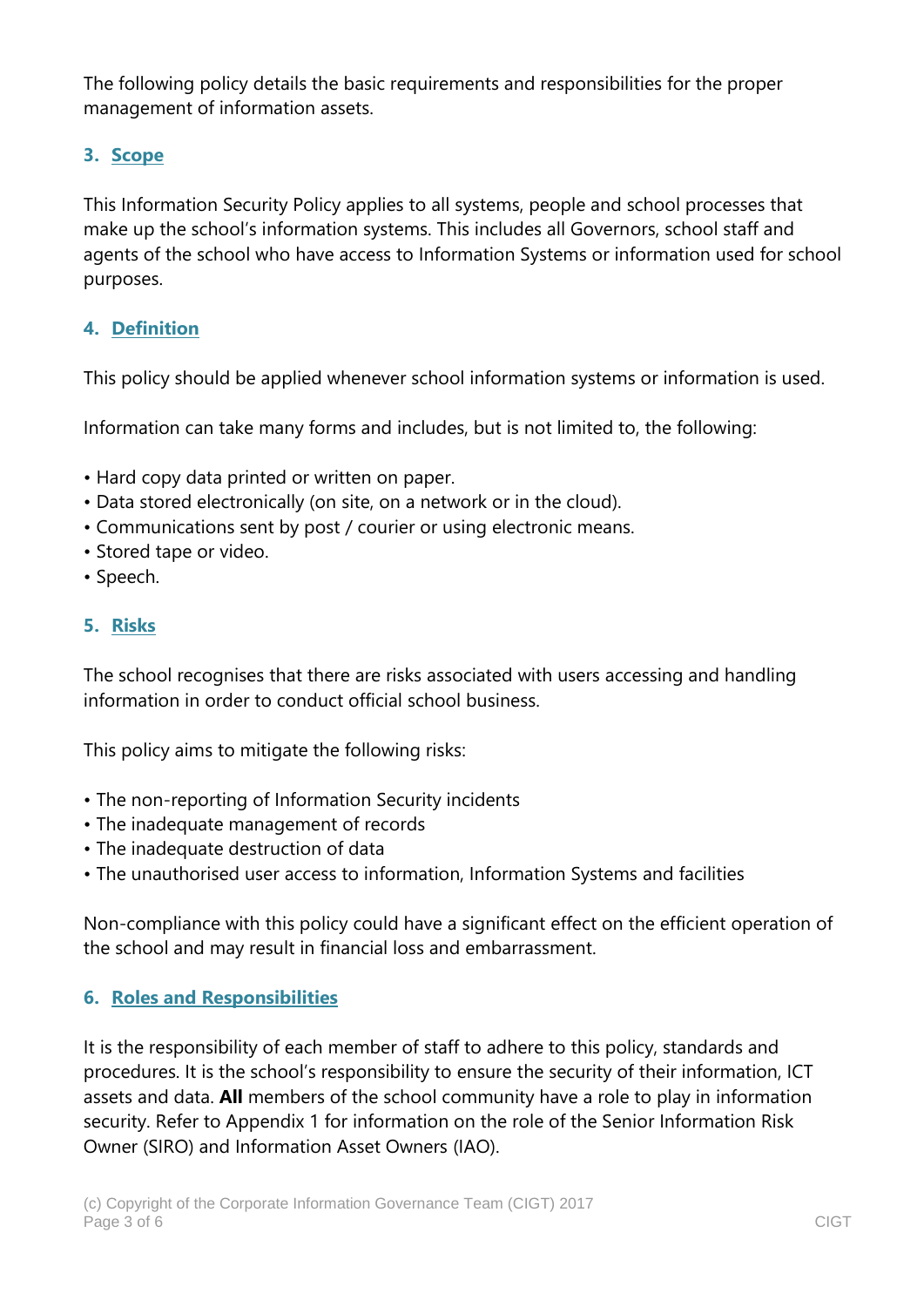The following policy details the basic requirements and responsibilities for the proper management of information assets.

## 3. Scope

This Information Security Policy applies to all systems, people and school processes that make up the school's information systems. This includes all Governors, school staff and agents of the school who have access to Information Systems or information used for school purposes.

## 4. Definition

This policy should be applied whenever school information systems or information is used.

Information can take many forms and includes, but is not limited to, the following:

- Hard copy data printed or written on paper.
- Data stored electronically (on site, on a network or in the cloud).
- Communications sent by post / courier or using electronic means.
- Stored tape or video.
- Speech.

## 5. Risks

The school recognises that there are risks associated with users accessing and handling information in order to conduct official school business.

This policy aims to mitigate the following risks:

- The non-reporting of Information Security incidents
- The inadequate management of records
- The inadequate destruction of data
- The unauthorised user access to information, Information Systems and facilities

Non-compliance with this policy could have a significant effect on the efficient operation of the school and may result in financial loss and embarrassment.

## 6. Roles and Responsibilities

It is the responsibility of each member of staff to adhere to this policy, standards and procedures. It is the school's responsibility to ensure the security of their information, ICT assets and data. **All** members of the school community have a role to play in information security. Refer to Appendix 1 for information on the role of the Senior Information Risk Owner (SIRO) and Information Asset Owners (IAO).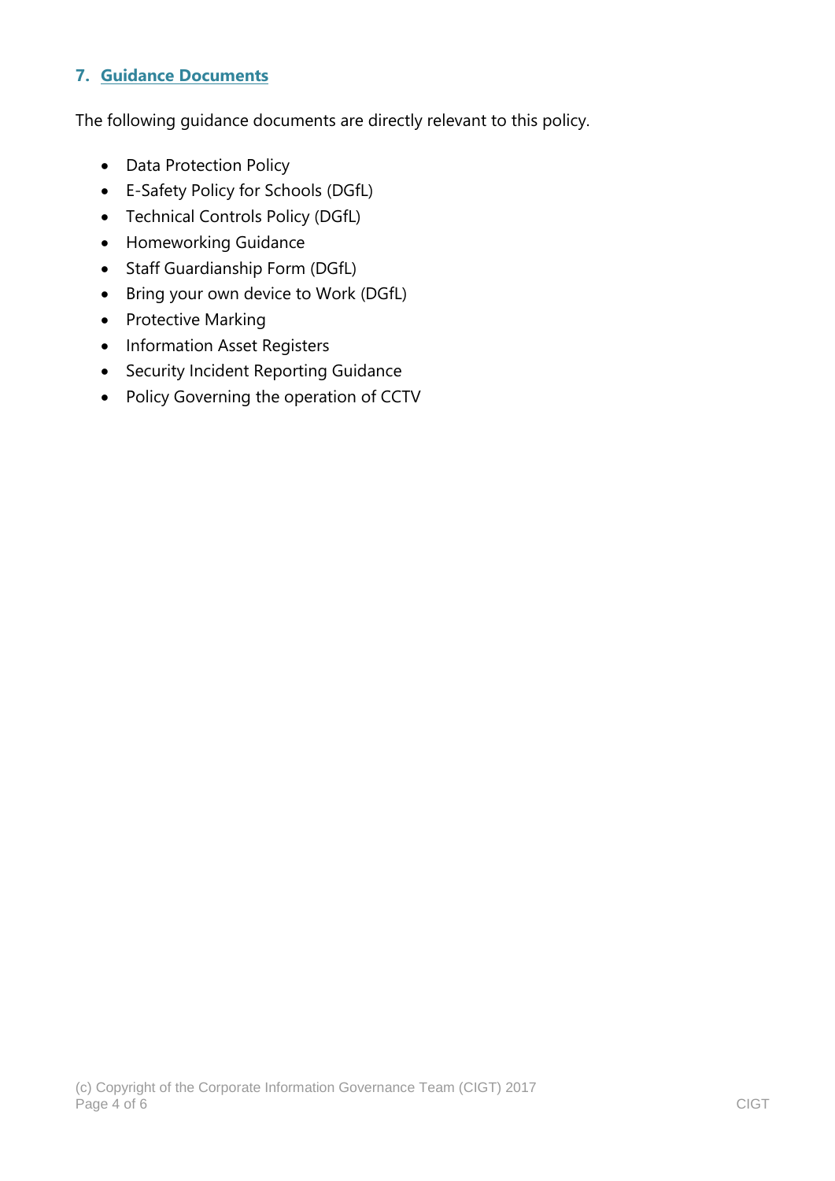## 7. Guidance Documents

The following guidance documents are directly relevant to this policy.

- Data Protection Policy
- E-Safety Policy for Schools (DGfL)
- Technical Controls Policy (DGfL)
- Homeworking Guidance
- Staff Guardianship Form (DGfL)
- Bring your own device to Work (DGfL)
- Protective Marking
- Information Asset Registers
- Security Incident Reporting Guidance
- Policy Governing the operation of CCTV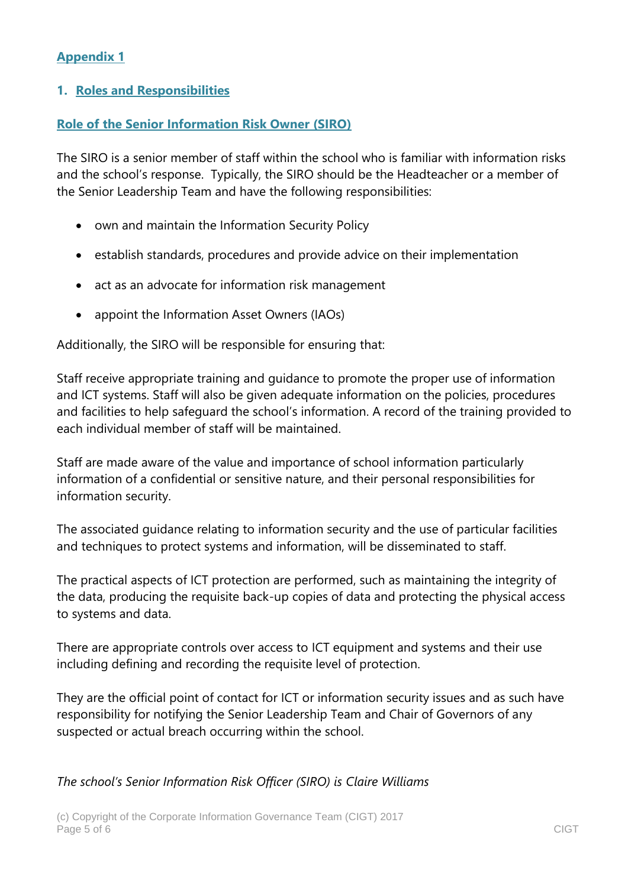## Appendix 1

### 1. Roles and Responsibilities

#### Role of the Senior Information Risk Owner (SIRO)

The SIRO is a senior member of staff within the school who is familiar with information risks and the school's response. Typically, the SIRO should be the Headteacher or a member of the Senior Leadership Team and have the following responsibilities:

- own and maintain the Information Security Policy
- establish standards, procedures and provide advice on their implementation
- act as an advocate for information risk management
- appoint the Information Asset Owners (IAOs)

Additionally, the SIRO will be responsible for ensuring that:

Staff receive appropriate training and guidance to promote the proper use of information and ICT systems. Staff will also be given adequate information on the policies, procedures and facilities to help safeguard the school's information. A record of the training provided to each individual member of staff will be maintained.

Staff are made aware of the value and importance of school information particularly information of a confidential or sensitive nature, and their personal responsibilities for information security.

The associated guidance relating to information security and the use of particular facilities and techniques to protect systems and information, will be disseminated to staff.

The practical aspects of ICT protection are performed, such as maintaining the integrity of the data, producing the requisite back-up copies of data and protecting the physical access to systems and data.

There are appropriate controls over access to ICT equipment and systems and their use including defining and recording the requisite level of protection.

They are the official point of contact for ICT or information security issues and as such have responsibility for notifying the Senior Leadership Team and Chair of Governors of any suspected or actual breach occurring within the school.

*The school's Senior Information Risk Officer (SIRO) is Claire Williams*

(c) Copyright of the Corporate Information Governance Team (CIGT) 2017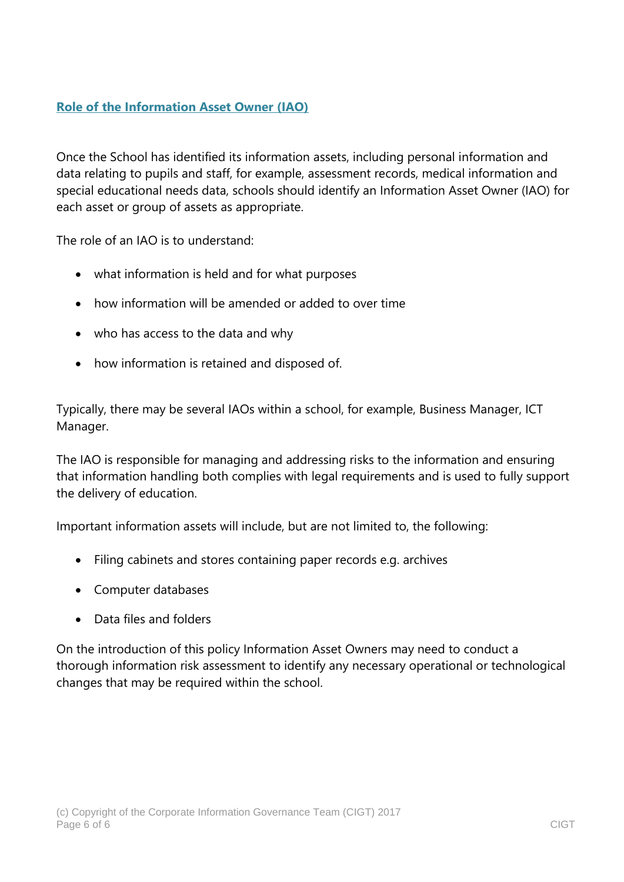## Role of the Information Asset Owner (IAO)

Once the School has identified its information assets, including personal information and data relating to pupils and staff, for example, assessment records, medical information and special educational needs data, schools should identify an Information Asset Owner (IAO) for each asset or group of assets as appropriate.

The role of an IAO is to understand:

- what information is held and for what purposes
- how information will be amended or added to over time
- who has access to the data and why
- how information is retained and disposed of.

Typically, there may be several IAOs within a school, for example, Business Manager, ICT Manager.

The IAO is responsible for managing and addressing risks to the information and ensuring that information handling both complies with legal requirements and is used to fully support the delivery of education.

Important information assets will include, but are not limited to, the following:

- Filing cabinets and stores containing paper records e.g. archives
- Computer databases
- Data files and folders

On the introduction of this policy Information Asset Owners may need to conduct a thorough information risk assessment to identify any necessary operational or technological changes that may be required within the school.